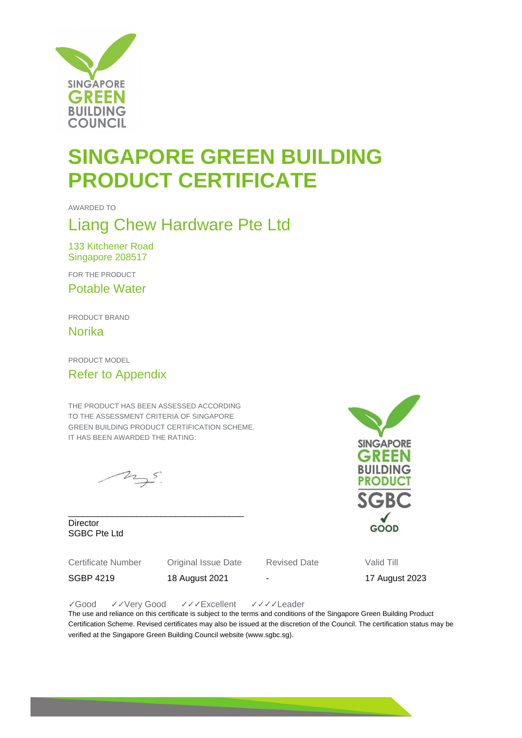SINGAPORE GREEN BUILDING COUNCIL

# SINGAPORE GREEN BUILDING PRODUCT CERTIFICATE

AWARDED TO

## Liang Chew Hardware Pte Ltd

133 Kitchener Road
Singapore 208517

FOR THE PRODUCT

### Potable Water

PRODUCT BRAND

### Norika

PRODUCT MODEL

### Refer to Appendix

THE PRODUCT HAS BEEN ASSESSED ACCORDING TO THE ASSESSMENT CRITERIA OF SINGAPORE GREEN BUILDING PRODUCT CERTIFICATION SCHEME. IT HAS BEEN AWARDED THE RATING:

SINGAPORE GREEN BUILDING PRODUCT SGBC ✓ GOOD

Director
SGBC Pte Ltd

| Certificate Number | Original Issue Date | Revised Date | Valid Till |
|---|---|---|---|
| SGBP 4219 | 18 August 2021 | - | 17 August 2023 |

✓Good ✓✓Very Good ✓✓✓Excellent ✓✓✓✓Leader

The use and reliance on this certificate is subject to the terms and conditions of the Singapore Green Building Product Certification Scheme. Revised certificates may also be issued at the discretion of the Council. The certification status may be verified at the Singapore Green Building Council website (www.sgbc.sg).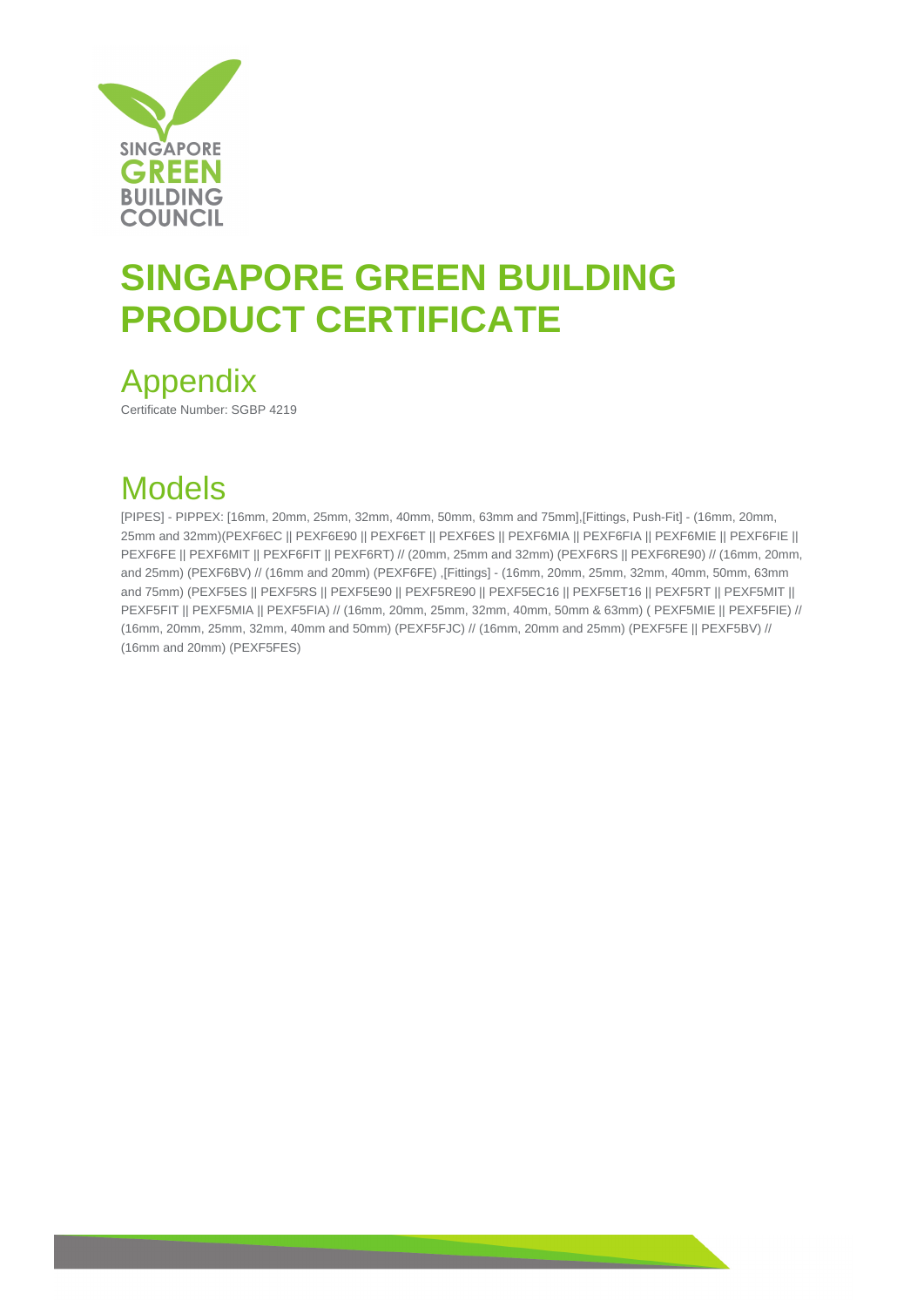# SINGAPORE GREEN BUILDING PRODUCT CERTIFICATE

## Appendix

Certificate Number: SGBP 4219

## Models

[PIPES] - PIPPEX: [16mm, 20mm, 25mm, 32mm, 40mm, 50mm, 63mm and 75mm],[Fittings, Push-Fit] - (16mm, 20mm, 25mm and 32mm)(PEXF6EC || PEXF6E90 || PEXF6ET || PEXF6ES || PEXF6MIA || PEXF6FIA || PEXF6MIE || PEXF6FIE || PEXF6FE || PEXF6MIT || PEXF6FIT || PEXF6RT) // (20mm, 25mm and 32mm) (PEXF6RS || PEXF6RE90) // (16mm, 20mm, and 25mm) (PEXF6BV) // (16mm and 20mm) (PEXF6FE) ,[Fittings] - (16mm, 20mm, 25mm, 32mm, 40mm, 50mm, 63mm and 75mm) (PEXF5ES || PEXF5RS || PEXF5E90 || PEXF5RE90 || PEXF5EC16 || PEXF5ET16 || PEXF5RT || PEXF5MIT || PEXF5FIT || PEXF5MIA || PEXF5FIA) // (16mm, 20mm, 25mm, 32mm, 40mm, 50mm & 63mm) ( PEXF5MIE || PEXF5FIE) // (16mm, 20mm, 25mm, 32mm, 40mm and 50mm) (PEXF5FJC) // (16mm, 20mm and 25mm) (PEXF5FE || PEXF5BV) // (16mm and 20mm) (PEXF5FES)